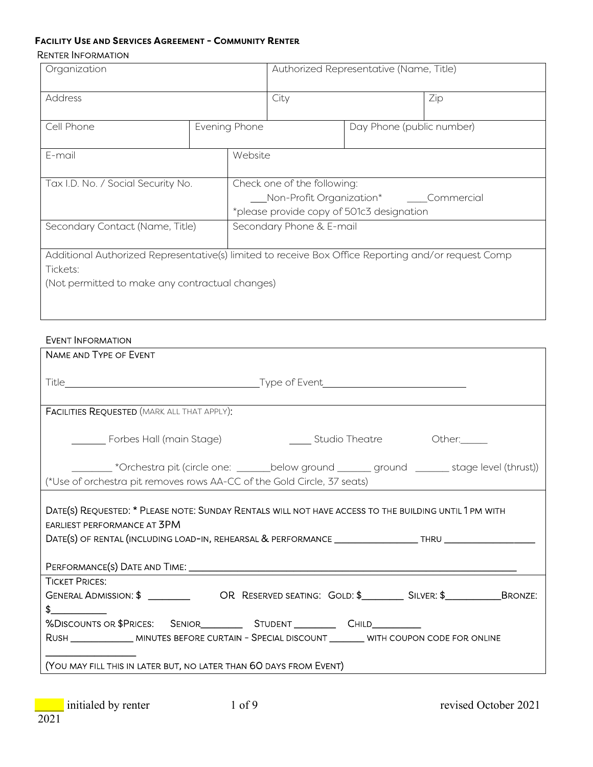# Facility Use and Services Agreement – Community Renter

## Renter Information

| Organization | | Authorized Representative (Name, Title) | |
|---|---|---|---|
| Address | | City | Zip |
| Cell Phone | Evening Phone | Day Phone (public number) | |
| E-mail | Website | | |
| Tax I.D. No. / Social Security No. | Check one of the following: ___Non-Profit Organization* ____Commercial *please provide copy of 501c3 designation | | |
| Secondary Contact (Name, Title) | Secondary Phone & E-mail | | |
| Additional Authorized Representative(s) limited to receive Box Office Reporting and/or request Comp Tickets: (Not permitted to make any contractual changes) | | | |

## Event Information

**Name and Type of Event**

Title_______________________________________Type of Event____________________________

**Facilities Requested** (mark all that apply):

_______ Forbes Hall (main Stage)     _____ Studio Theatre     Other:_____

________ *Orchestra pit (circle one: _______below ground _______ ground _______ stage level (thrust))

(*Use of orchestra pit removes rows AA-CC of the Gold Circle, 37 seats)

Date(s) Requested: * Please note: Sunday rentals will not have access to the building until 1 pm with earliest performance at 3PM

Date(s) of rental (including load-in, rehearsal & performance _________________ thru ___________________

Performance(s) Date and Time: _________________________________________________________________

**Ticket Prices:**

General Admission: $ ________   OR Reserved seating: Gold: $________ Silver: $___________Bronze: $___________

%Discounts or $Prices: Senior________ Student ________ Child_________

Rush _____________ minutes before curtain – Special discount _______ with coupon code for online _________________

(You may fill this in later but, no later than 60 days from event)

_____ initialed by renter

revised October 2021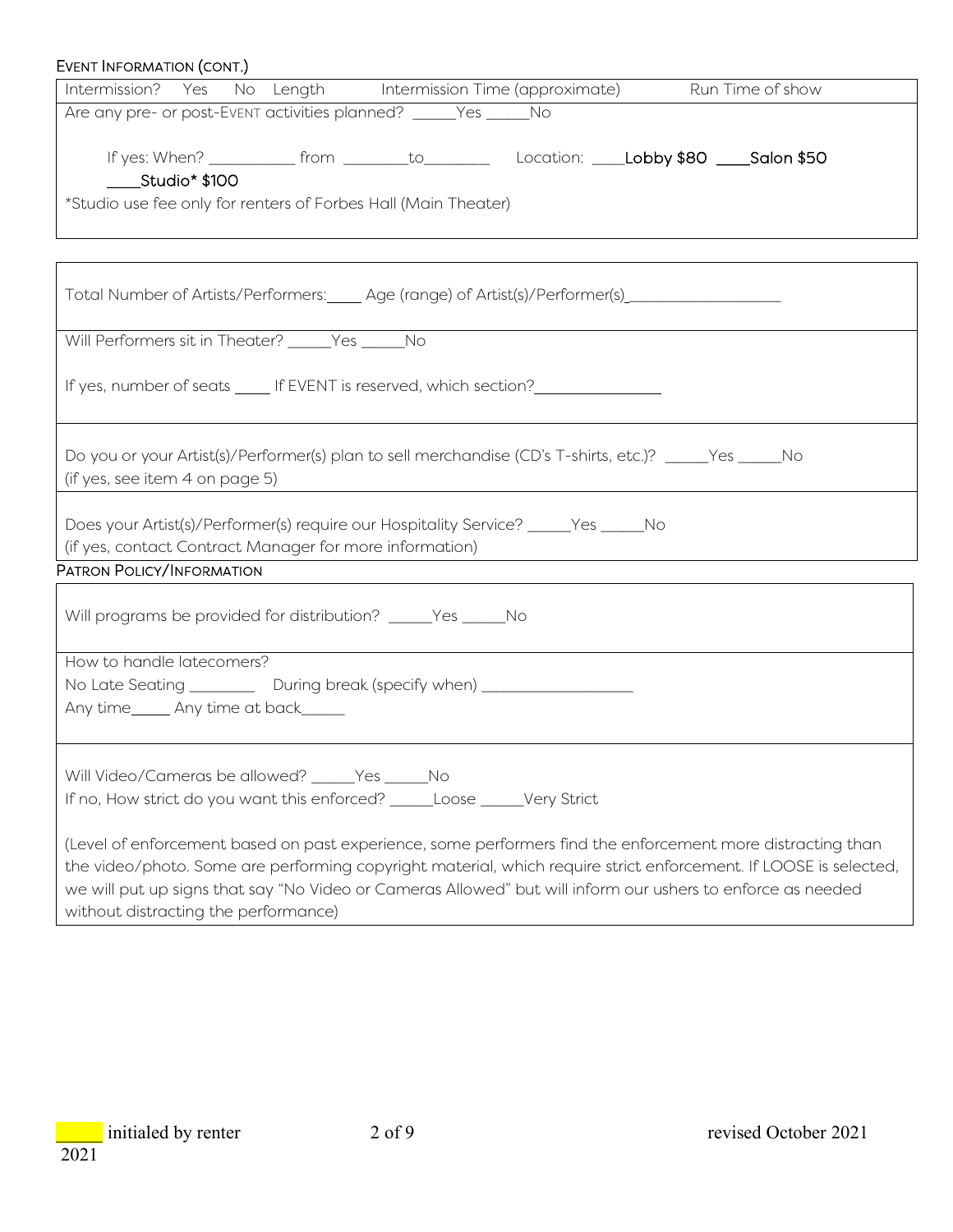## Event Information (cont.)

Intermission? Yes No Length Intermission Time (approximate) Run Time of show

Are any pre- or post-EVENT activities planned? _____Yes _____No

If yes: When? __________ from ________to________ Location: ____**Lobby $80** ____**Salon $50** ____**Studio* $100**

*Studio use fee only for renters of Forbes Hall (Main Theater)

---

Total Number of Artists/Performers:____ Age (range) of Artist(s)/Performer(s)__________________

Will Performers sit in Theater? _____Yes _____No

If yes, number of seats ____ If EVENT is reserved, which section?_______________

Do you or your Artist(s)/Performer(s) plan to sell merchandise (CD's T-shirts, etc.)? _____Yes _____No
(if yes, see item 4 on page 5)

Does your Artist(s)/Performer(s) require our Hospitality Service? _____Yes _____No
(if yes, contact Contract Manager for more information)

## Patron Policy/Information

Will programs be provided for distribution? _____Yes _____No

How to handle latecomers?
No Late Seating ________ During break (specify when) __________________
Any time_____ Any time at back_____

Will Video/Cameras be allowed? _____Yes _____No
If no, How strict do you want this enforced? _____Loose _____Very Strict

(Level of enforcement based on past experience, some performers find the enforcement more distracting than the video/photo. Some are performing copyright material, which require strict enforcement. If LOOSE is selected, we will put up signs that say "No Video or Cameras Allowed" but will inform our ushers to enforce as needed without distracting the performance)

_____ initialed by renter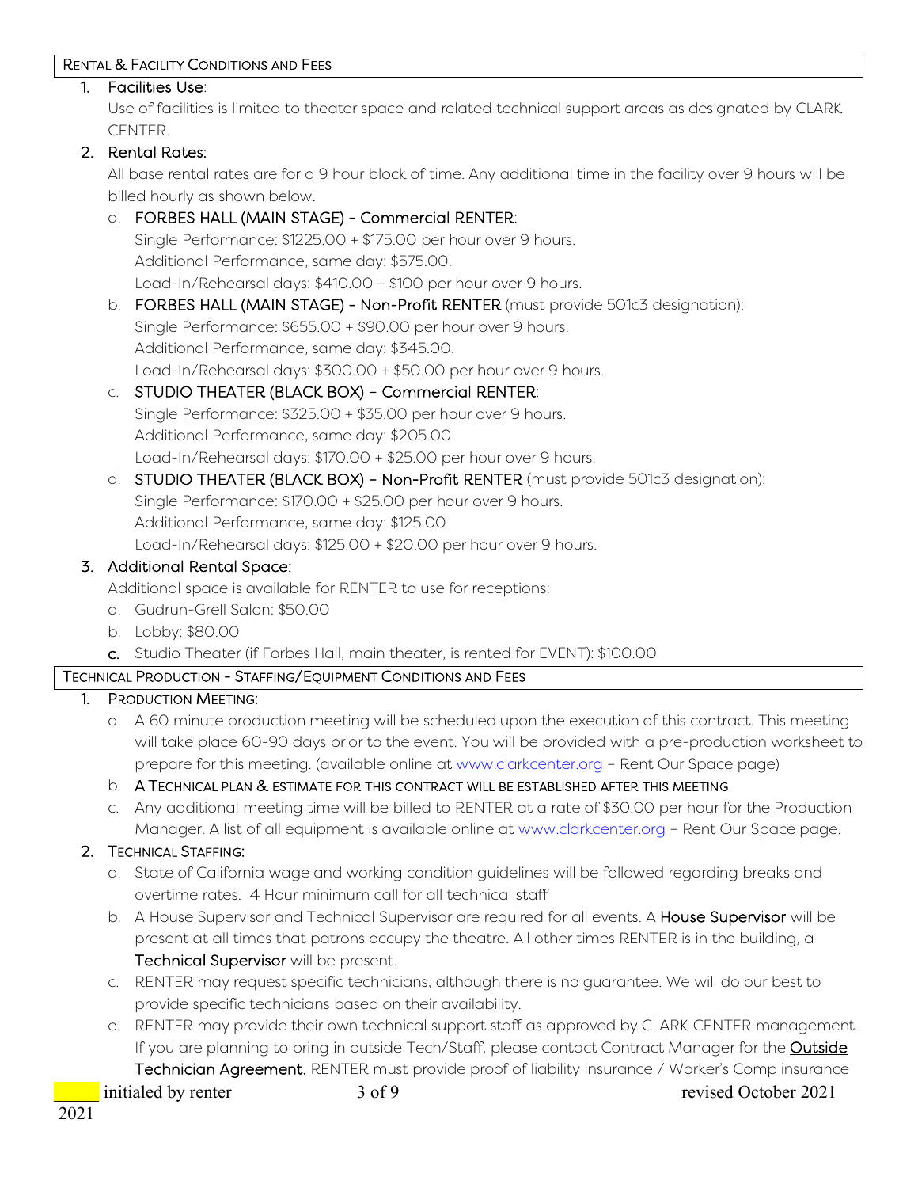## RENTAL & FACILITY CONDITIONS AND FEES

1. **Facilities Use**:
   Use of facilities is limited to theater space and related technical support areas as designated by CLARK CENTER.

2. **Rental Rates:**
   All base rental rates are for a 9 hour block of time. Any additional time in the facility over 9 hours will be billed hourly as shown below.

   a. **FORBES HALL (MAIN STAGE) - Commercial RENTER**:
   Single Performance: $1225.00 + $175.00 per hour over 9 hours.
   Additional Performance, same day: $575.00.
   Load-In/Rehearsal days: $410.00 + $100 per hour over 9 hours.

   b. **FORBES HALL (MAIN STAGE) - Non-Profit RENTER** (must provide 501c3 designation):
   Single Performance: $655.00 + $90.00 per hour over 9 hours.
   Additional Performance, same day: $345.00.
   Load-In/Rehearsal days: $300.00 + $50.00 per hour over 9 hours.

   c. **STUDIO THEATER (BLACK BOX) – Commercial RENTER**:
   Single Performance: $325.00 + $35.00 per hour over 9 hours.
   Additional Performance, same day: $205.00
   Load-In/Rehearsal days: $170.00 + $25.00 per hour over 9 hours.

   d. **STUDIO THEATER (BLACK BOX) – Non-Profit RENTER** (must provide 501c3 designation):
   Single Performance: $170.00 + $25.00 per hour over 9 hours.
   Additional Performance, same day: $125.00
   Load-In/Rehearsal days: $125.00 + $20.00 per hour over 9 hours.

3. **Additional Rental Space:**
   Additional space is available for RENTER to use for receptions:

   a. Gudrun-Grell Salon: $50.00
   b. Lobby: $80.00
   c. Studio Theater (if Forbes Hall, main theater, is rented for EVENT): $100.00

## TECHNICAL PRODUCTION - STAFFING/EQUIPMENT CONDITIONS AND FEES

1. PRODUCTION MEETING:

   a. A 60 minute production meeting will be scheduled upon the execution of this contract. This meeting will take place 60-90 days prior to the event. You will be provided with a pre-production worksheet to prepare for this meeting. (available online at [www.clarkcenter.org](http://www.clarkcenter.org) – Rent Our Space page)
   b. A TECHNICAL PLAN & ESTIMATE FOR THIS CONTRACT WILL BE ESTABLISHED AFTER THIS MEETING.
   c. Any additional meeting time will be billed to RENTER at a rate of $30.00 per hour for the Production Manager. A list of all equipment is available online at [www.clarkcenter.org](http://www.clarkcenter.org) – Rent Our Space page.

2. TECHNICAL STAFFING:

   a. State of California wage and working condition guidelines will be followed regarding breaks and overtime rates. 4 Hour minimum call for all technical staff
   b. A House Supervisor and Technical Supervisor are required for all events. A **House Supervisor** will be present at all times that patrons occupy the theatre. All other times RENTER is in the building, a **Technical Supervisor** will be present.
   c. RENTER may request specific technicians, although there is no guarantee. We will do our best to provide specific technicians based on their availability.
   e. RENTER may provide their own technical support staff as approved by CLARK CENTER management. If you are planning to bring in outside Tech/Staff, please contact Contract Manager for the **Outside Technician Agreement.** RENTER must provide proof of liability insurance / Worker's Comp insurance

_____ initialed by renter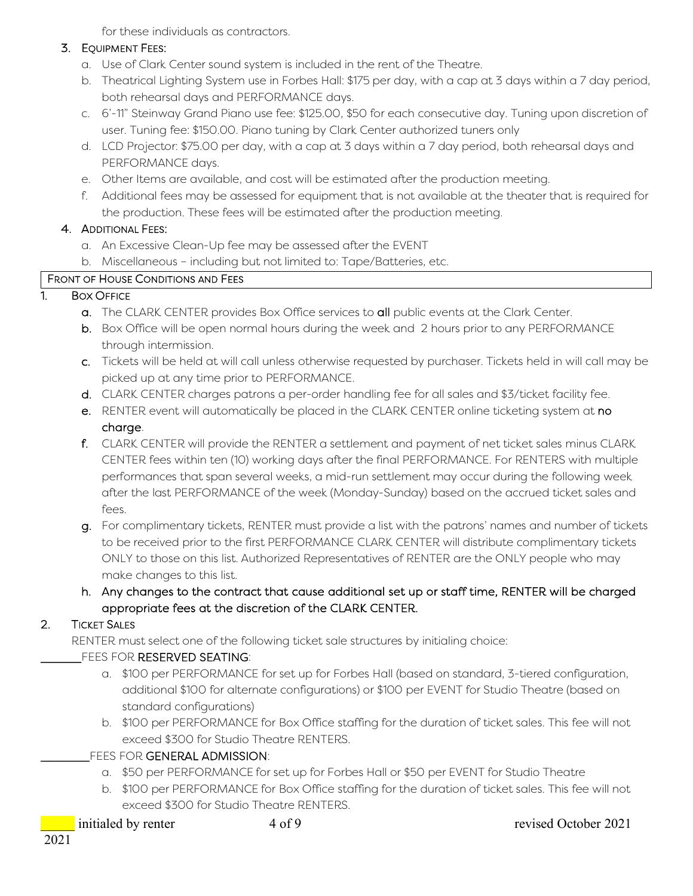for these individuals as contractors.

3. EQUIPMENT FEES:
   a. Use of Clark Center sound system is included in the rent of the Theatre.
   b. Theatrical Lighting System use in Forbes Hall: $175 per day, with a cap at 3 days within a 7 day period, both rehearsal days and PERFORMANCE days.
   c. 6'-11" Steinway Grand Piano use fee: $125.00, $50 for each consecutive day. Tuning upon discretion of user. Tuning fee: $150.00. Piano tuning by Clark Center authorized tuners only
   d. LCD Projector: $75.00 per day, with a cap at 3 days within a 7 day period, both rehearsal days and PERFORMANCE days.
   e. Other Items are available, and cost will be estimated after the production meeting.
   f. Additional fees may be assessed for equipment that is not available at the theater that is required for the production. These fees will be estimated after the production meeting.

4. ADDITIONAL FEES:
   a. An Excessive Clean-Up fee may be assessed after the EVENT
   b. Miscellaneous – including but not limited to: Tape/Batteries, etc.

## FRONT OF HOUSE CONDITIONS AND FEES

1. BOX OFFICE
   a. The CLARK CENTER provides Box Office services to **all** public events at the Clark Center.
   b. Box Office will be open normal hours during the week and 2 hours prior to any PERFORMANCE through intermission.
   c. Tickets will be held at will call unless otherwise requested by purchaser. Tickets held in will call may be picked up at any time prior to PERFORMANCE.
   d. CLARK CENTER charges patrons a per-order handling fee for all sales and $3/ticket facility fee.
   e. RENTER event will automatically be placed in the CLARK CENTER online ticketing system at **no charge**.
   f. CLARK CENTER will provide the RENTER a settlement and payment of net ticket sales minus CLARK CENTER fees within ten (10) working days after the final PERFORMANCE. For RENTERS with multiple performances that span several weeks, a mid-run settlement may occur during the following week after the last PERFORMANCE of the week (Monday-Sunday) based on the accrued ticket sales and fees.
   g. For complimentary tickets, RENTER must provide a list with the patrons' names and number of tickets to be received prior to the first PERFORMANCE CLARK CENTER will distribute complimentary tickets ONLY to those on this list. Authorized Representatives of RENTER are the ONLY people who may make changes to this list.
   h. **Any changes to the contract that cause additional set up or staff time, RENTER will be charged appropriate fees at the discretion of the CLARK CENTER.**

2. TICKET SALES

   RENTER must select one of the following ticket sale structures by initialing choice:

   _______FEES FOR **RESERVED SEATING**:
   a. $100 per PERFORMANCE for set up for Forbes Hall (based on standard, 3-tiered configuration, additional $100 for alternate configurations) or $100 per EVENT for Studio Theatre (based on standard configurations)
   b. $100 per PERFORMANCE for Box Office staffing for the duration of ticket sales. This fee will not exceed $300 for Studio Theatre RENTERS.

   ________FEES FOR **GENERAL ADMISSION**:
   a. $50 per PERFORMANCE for set up for Forbes Hall or $50 per EVENT for Studio Theatre
   b. $100 per PERFORMANCE for Box Office staffing for the duration of ticket sales. This fee will not exceed $300 for Studio Theatre RENTERS.

_____ initialed by renter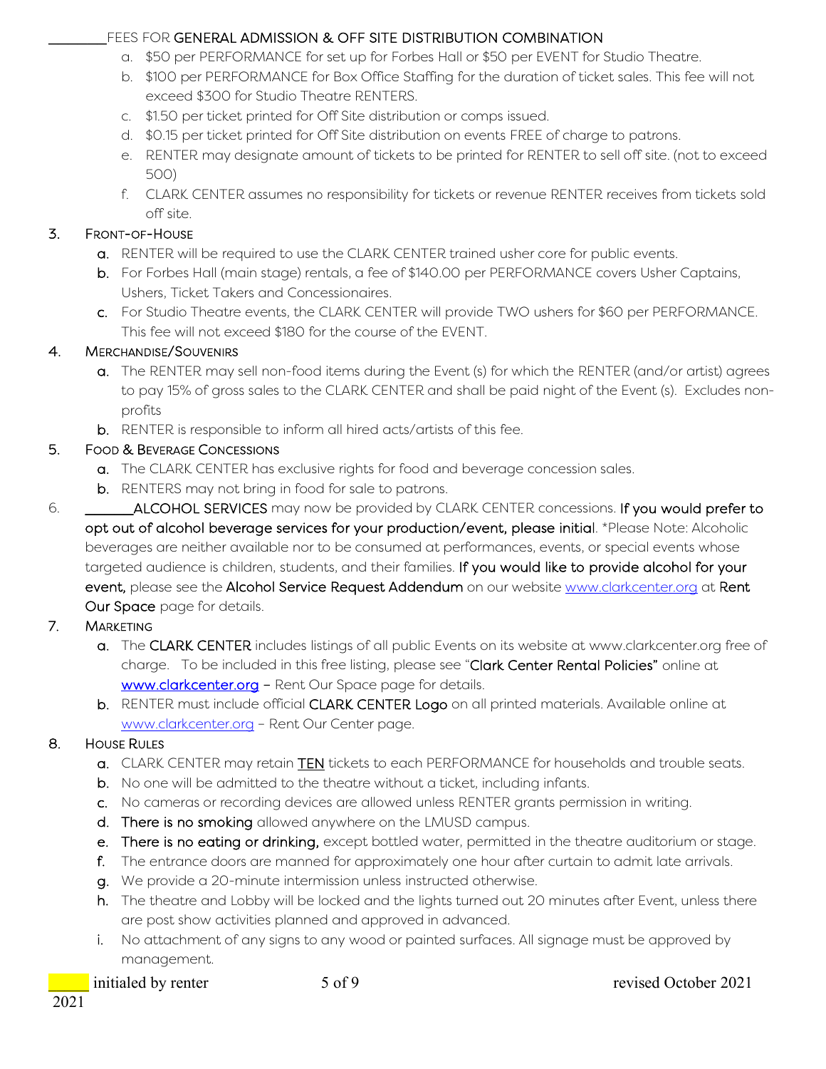________FEES FOR **GENERAL ADMISSION & OFF SITE DISTRIBUTION COMBINATION**

a. $50 per PERFORMANCE for set up for Forbes Hall or $50 per EVENT for Studio Theatre.
b. $100 per PERFORMANCE for Box Office Staffing for the duration of ticket sales. This fee will not exceed $300 for Studio Theatre RENTERS.
c. $1.50 per ticket printed for Off Site distribution or comps issued.
d. $0.15 per ticket printed for Off Site distribution on events FREE of charge to patrons.
e. RENTER may designate amount of tickets to be printed for RENTER to sell off site. (not to exceed 500)
f. CLARK CENTER assumes no responsibility for tickets or revenue RENTER receives from tickets sold off site.

3. FRONT-OF-HOUSE
   a. RENTER will be required to use the CLARK CENTER trained usher core for public events.
   b. For Forbes Hall (main stage) rentals, a fee of $140.00 per PERFORMANCE covers Usher Captains, Ushers, Ticket Takers and Concessionaires.
   c. For Studio Theatre events, the CLARK CENTER will provide TWO ushers for $60 per PERFORMANCE. This fee will not exceed $180 for the course of the EVENT.

4. MERCHANDISE/SOUVENIRS
   a. The RENTER may sell non-food items during the Event (s) for which the RENTER (and/or artist) agrees to pay 15% of gross sales to the CLARK CENTER and shall be paid night of the Event (s). Excludes non-profits
   b. RENTER is responsible to inform all hired acts/artists of this fee.

5. FOOD & BEVERAGE CONCESSIONS
   a. The CLARK CENTER has exclusive rights for food and beverage concession sales.
   b. RENTERS may not bring in food for sale to patrons.

6. _______**ALCOHOL SERVICES** may now be provided by CLARK CENTER concessions. **If you would prefer to opt out of alcohol beverage services for your production/event, please initia**l. *Please Note: Alcoholic beverages are neither available nor to be consumed at performances, events, or special events whose targeted audience is children, students, and their families. **If you would like to provide alcohol for your event,** please see the **Alcohol Service Request Addendum** on our website www.clarkcenter.org at **Rent Our Space** page for details.

7. MARKETING
   a. The **CLARK CENTER** includes listings of all public Events on its website at www.clarkcenter.org free of charge. To be included in this free listing, please see "**Clark Center Rental Policies"** online at **www.clarkcenter.org** – Rent Our Space page for details.
   b. RENTER must include official **CLARK CENTER Logo** on all printed materials. Available online at www.clarkcenter.org – Rent Our Center page.

8. HOUSE RULES
   a. CLARK CENTER may retain TEN tickets to each PERFORMANCE for households and trouble seats.
   b. No one will be admitted to the theatre without a ticket, including infants.
   c. No cameras or recording devices are allowed unless RENTER grants permission in writing.
   d. **There is no smoking** allowed anywhere on the LMUSD campus.
   e. **There is no eating or drinking,** except bottled water, permitted in the theatre auditorium or stage.
   f. The entrance doors are manned for approximately one hour after curtain to admit late arrivals.
   g. We provide a 20-minute intermission unless instructed otherwise.
   h. The theatre and Lobby will be locked and the lights turned out 20 minutes after Event, unless there are post show activities planned and approved in advanced.
   i. No attachment of any signs to any wood or painted surfaces. All signage must be approved by management.

_____ initialed by renter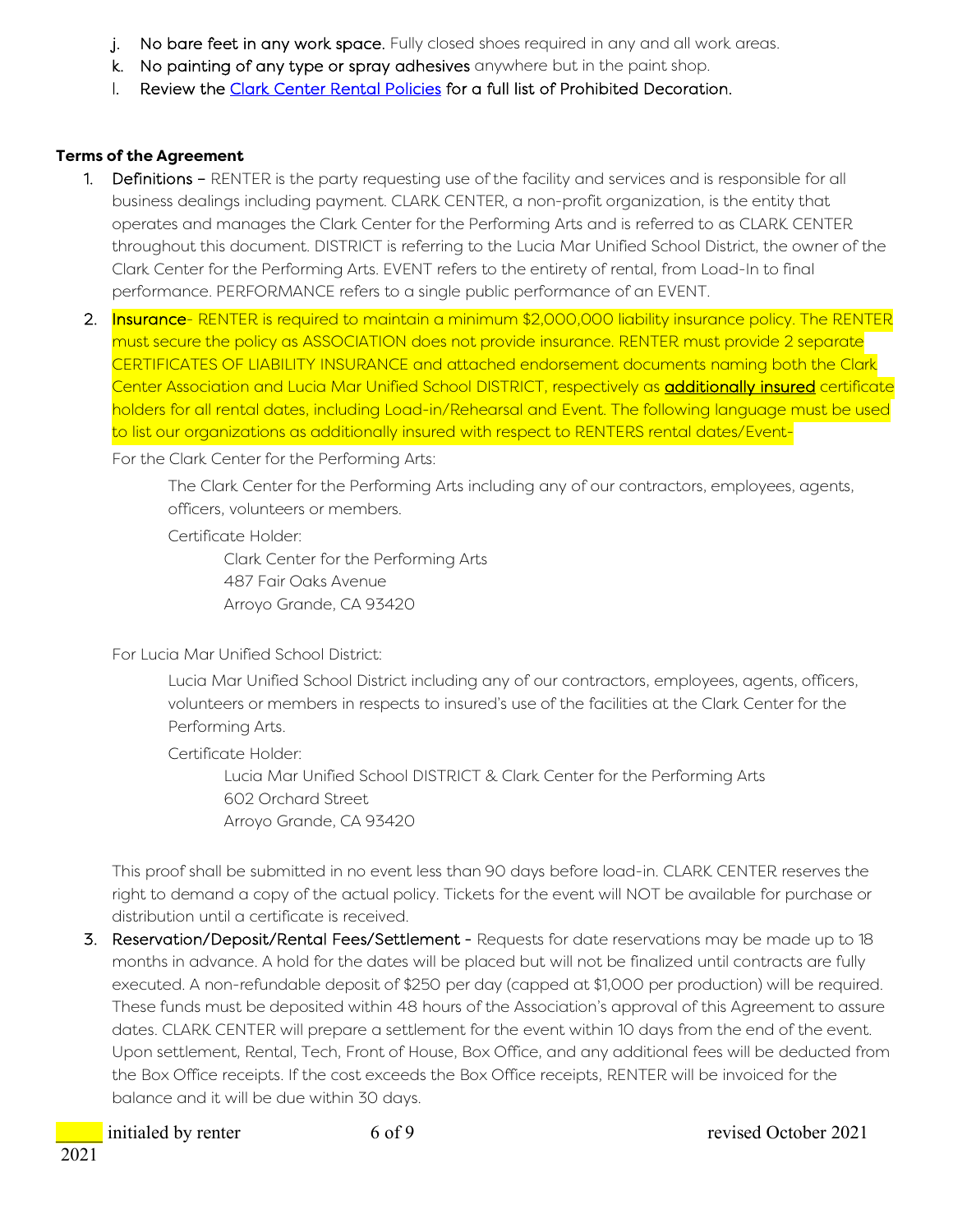j. **No bare feet in any work space.** Fully closed shoes required in any and all work areas.
k. **No painting of any type or spray adhesives** anywhere but in the paint shop.
l. **Review the [Clark Center Rental Policies] for a full list of Prohibited Decoration.**

**Terms of the Agreement**

1. **Definitions –** RENTER is the party requesting use of the facility and services and is responsible for all business dealings including payment. CLARK CENTER, a non-profit organization, is the entity that operates and manages the Clark Center for the Performing Arts and is referred to as CLARK CENTER throughout this document. DISTRICT is referring to the Lucia Mar Unified School District, the owner of the Clark Center for the Performing Arts. EVENT refers to the entirety of rental, from Load-In to final performance. PERFORMANCE refers to a single public performance of an EVENT.

2. **Insurance**- RENTER is required to maintain a minimum $2,000,000 liability insurance policy. The RENTER must secure the policy as ASSOCIATION does not provide insurance. RENTER must provide 2 separate CERTIFICATES OF LIABILITY INSURANCE and attached endorsement documents naming both the Clark Center Association and Lucia Mar Unified School DISTRICT, respectively as **additionally insured** certificate holders for all rental dates, including Load-in/Rehearsal and Event. The following language must be used to list our organizations as additionally insured with respect to RENTERS rental dates/Event-

   For the Clark Center for the Performing Arts:

   The Clark Center for the Performing Arts including any of our contractors, employees, agents, officers, volunteers or members.

   Certificate Holder:

   Clark Center for the Performing Arts
   487 Fair Oaks Avenue
   Arroyo Grande, CA 93420

   For Lucia Mar Unified School District:

   Lucia Mar Unified School District including any of our contractors, employees, agents, officers, volunteers or members in respects to insured's use of the facilities at the Clark Center for the Performing Arts.

   Certificate Holder:

   Lucia Mar Unified School DISTRICT & Clark Center for the Performing Arts
   602 Orchard Street
   Arroyo Grande, CA 93420

   This proof shall be submitted in no event less than 90 days before load-in. CLARK CENTER reserves the right to demand a copy of the actual policy. Tickets for the event will NOT be available for purchase or distribution until a certificate is received.

3. **Reservation/Deposit/Rental Fees/Settlement -** Requests for date reservations may be made up to 18 months in advance. A hold for the dates will be placed but will not be finalized until contracts are fully executed. A non-refundable deposit of $250 per day (capped at $1,000 per production) will be required. These funds must be deposited within 48 hours of the Association's approval of this Agreement to assure dates. CLARK CENTER will prepare a settlement for the event within 10 days from the end of the event. Upon settlement, Rental, Tech, Front of House, Box Office, and any additional fees will be deducted from the Box Office receipts. If the cost exceeds the Box Office receipts, RENTER will be invoiced for the balance and it will be due within 30 days.

_____ initialed by renter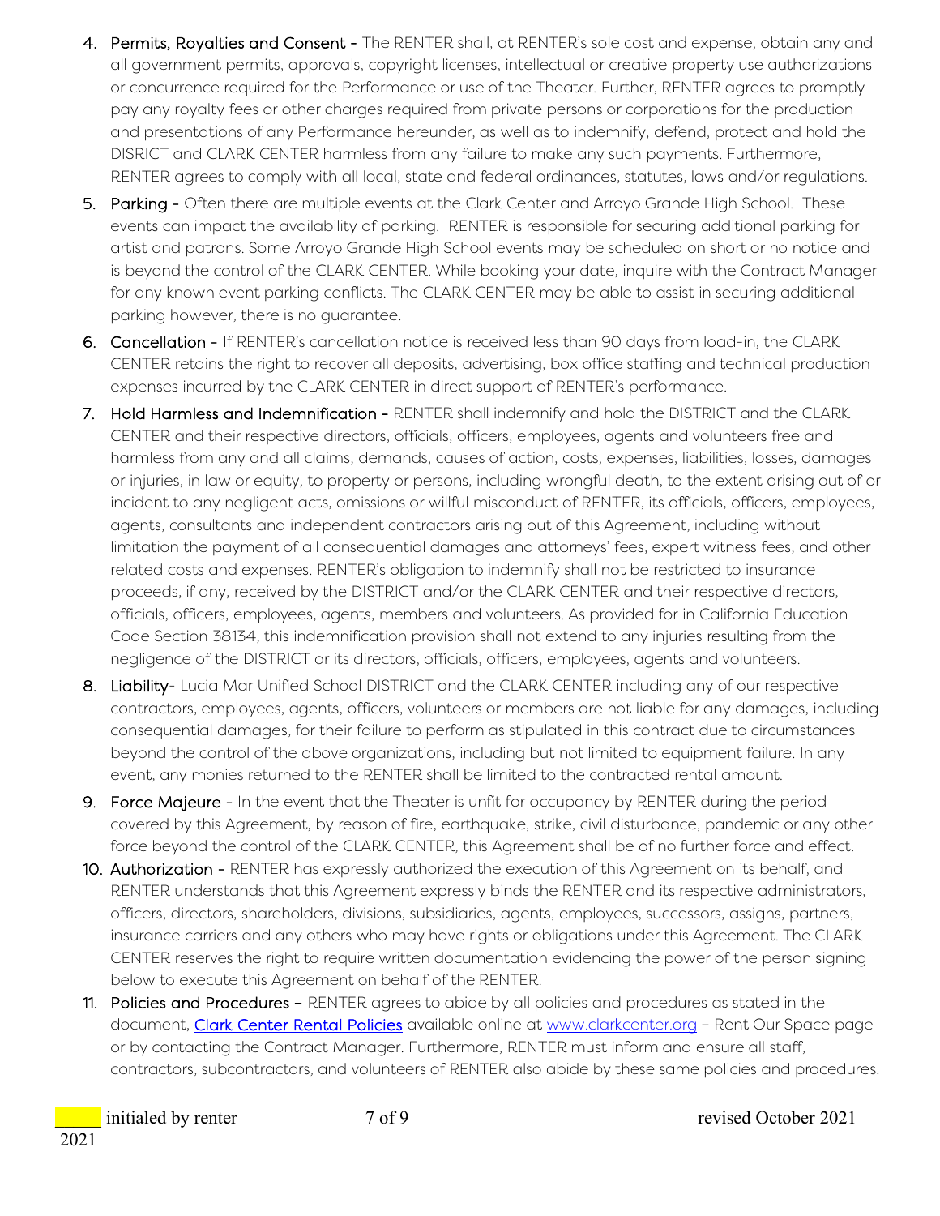4. **Permits, Royalties and Consent -** The RENTER shall, at RENTER's sole cost and expense, obtain any and all government permits, approvals, copyright licenses, intellectual or creative property use authorizations or concurrence required for the Performance or use of the Theater. Further, RENTER agrees to promptly pay any royalty fees or other charges required from private persons or corporations for the production and presentations of any Performance hereunder, as well as to indemnify, defend, protect and hold the DISRICT and CLARK CENTER harmless from any failure to make any such payments. Furthermore, RENTER agrees to comply with all local, state and federal ordinances, statutes, laws and/or regulations.
5. **Parking -** Often there are multiple events at the Clark Center and Arroyo Grande High School. These events can impact the availability of parking. RENTER is responsible for securing additional parking for artist and patrons. Some Arroyo Grande High School events may be scheduled on short or no notice and is beyond the control of the CLARK CENTER. While booking your date, inquire with the Contract Manager for any known event parking conflicts. The CLARK CENTER may be able to assist in securing additional parking however, there is no guarantee.
6. **Cancellation -** If RENTER's cancellation notice is received less than 90 days from load-in, the CLARK CENTER retains the right to recover all deposits, advertising, box office staffing and technical production expenses incurred by the CLARK CENTER in direct support of RENTER's performance.
7. **Hold Harmless and Indemnification -** RENTER shall indemnify and hold the DISTRICT and the CLARK CENTER and their respective directors, officials, officers, employees, agents and volunteers free and harmless from any and all claims, demands, causes of action, costs, expenses, liabilities, losses, damages or injuries, in law or equity, to property or persons, including wrongful death, to the extent arising out of or incident to any negligent acts, omissions or willful misconduct of RENTER, its officials, officers, employees, agents, consultants and independent contractors arising out of this Agreement, including without limitation the payment of all consequential damages and attorneys' fees, expert witness fees, and other related costs and expenses. RENTER's obligation to indemnify shall not be restricted to insurance proceeds, if any, received by the DISTRICT and/or the CLARK CENTER and their respective directors, officials, officers, employees, agents, members and volunteers. As provided for in California Education Code Section 38134, this indemnification provision shall not extend to any injuries resulting from the negligence of the DISTRICT or its directors, officials, officers, employees, agents and volunteers.
8. **Liability**- Lucia Mar Unified School DISTRICT and the CLARK CENTER including any of our respective contractors, employees, agents, officers, volunteers or members are not liable for any damages, including consequential damages, for their failure to perform as stipulated in this contract due to circumstances beyond the control of the above organizations, including but not limited to equipment failure. In any event, any monies returned to the RENTER shall be limited to the contracted rental amount.
9. **Force Majeure -** In the event that the Theater is unfit for occupancy by RENTER during the period covered by this Agreement, by reason of fire, earthquake, strike, civil disturbance, pandemic or any other force beyond the control of the CLARK CENTER, this Agreement shall be of no further force and effect.
10. **Authorization -** RENTER has expressly authorized the execution of this Agreement on its behalf, and RENTER understands that this Agreement expressly binds the RENTER and its respective administrators, officers, directors, shareholders, divisions, subsidiaries, agents, employees, successors, assigns, partners, insurance carriers and any others who may have rights or obligations under this Agreement. The CLARK CENTER reserves the right to require written documentation evidencing the power of the person signing below to execute this Agreement on behalf of the RENTER.
11. **Policies and Procedures –** RENTER agrees to abide by all policies and procedures as stated in the document, [Clark Center Rental Policies](#) available online at [www.clarkcenter.org](http://www.clarkcenter.org) – Rent Our Space page or by contacting the Contract Manager. Furthermore, RENTER must inform and ensure all staff, contractors, subcontractors, and volunteers of RENTER also abide by these same policies and procedures.

_____ initialed by renter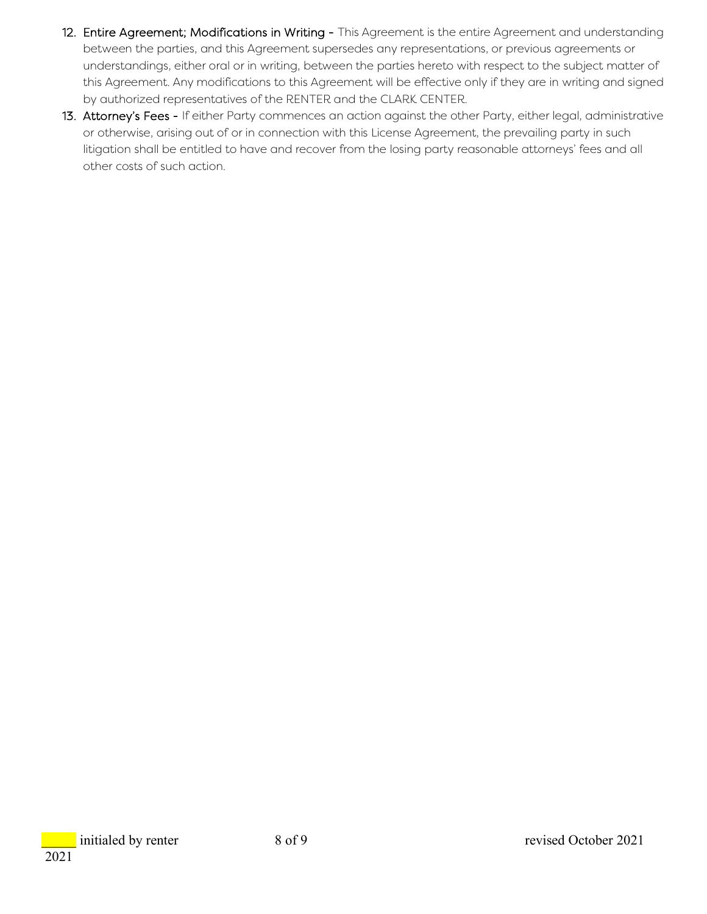12. **Entire Agreement; Modifications in Writing -** This Agreement is the entire Agreement and understanding between the parties, and this Agreement supersedes any representations, or previous agreements or understandings, either oral or in writing, between the parties hereto with respect to the subject matter of this Agreement. Any modifications to this Agreement will be effective only if they are in writing and signed by authorized representatives of the RENTER and the CLARK CENTER.
13. **Attorney's Fees -** If either Party commences an action against the other Party, either legal, administrative or otherwise, arising out of or in connection with this License Agreement, the prevailing party in such litigation shall be entitled to have and recover from the losing party reasonable attorneys' fees and all other costs of such action.

_____ initialed by renter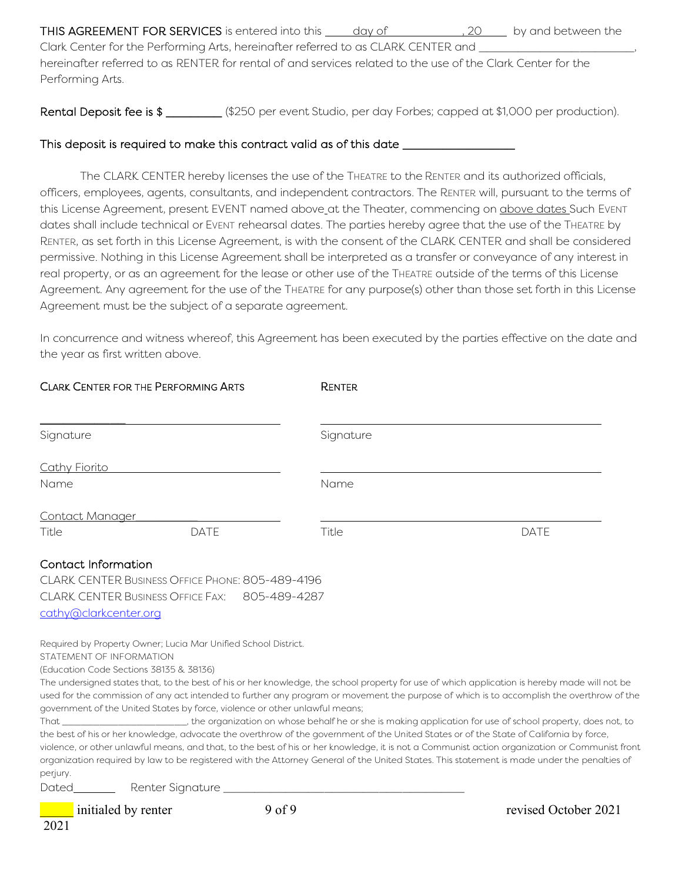**THIS AGREEMENT FOR SERVICES** is entered into this _____ day of _____________, 20_____ by and between the Clark Center for the Performing Arts, hereinafter referred to as CLARK CENTER and ___________________________, hereinafter referred to as RENTER for rental of and services related to the use of the Clark Center for the Performing Arts.

**Rental Deposit fee is $ __________** ($250 per event Studio, per day Forbes; capped at $1,000 per production).

**This deposit is required to make this contract valid as of this date ___________________**

The CLARK CENTER hereby licenses the use of the THEATRE to the RENTER and its authorized officials, officers, employees, agents, consultants, and independent contractors. The RENTER will, pursuant to the terms of this License Agreement, present EVENT named above at the Theater, commencing on above dates Such EVENT dates shall include technical or EVENT rehearsal dates. The parties hereby agree that the use of the THEATRE by RENTER, as set forth in this License Agreement, is with the consent of the CLARK CENTER and shall be considered permissive. Nothing in this License Agreement shall be interpreted as a transfer or conveyance of any interest in real property, or as an agreement for the lease or other use of the THEATRE outside of the terms of this License Agreement. Any agreement for the use of the THEATRE for any purpose(s) other than those set forth in this License Agreement must be the subject of a separate agreement.

In concurrence and witness whereof, this Agreement has been executed by the parties effective on the date and the year as first written above.

| CLARK CENTER FOR THE PERFORMING ARTS | | RENTER | |
|---|---|---|---|
| ______________ | | ______________ | |
| Signature | | Signature | |
| Cathy Fiorito | | ______________ | |
| Name | | Name | |
| Contact Manager | | ______________ | |
| Title | DATE | Title | DATE |

**Contact Information**

CLARK CENTER BUSINESS OFFICE PHONE: 805-489-4196

CLARK CENTER BUSINESS OFFICE FAX: 805-489-4287

cathy@clarkcenter.org

Required by Property Owner; Lucia Mar Unified School District.

STATEMENT OF INFORMATION

(Education Code Sections 38135 & 38136)

The undersigned states that, to the best of his or her knowledge, the school property for use of which application is hereby made will not be used for the commission of any act intended to further any program or movement the purpose of which is to accomplish the overthrow of the government of the United States by force, violence or other unlawful means;

That ___________________________, the organization on whose behalf he or she is making application for use of school property, does not, to the best of his or her knowledge, advocate the overthrow of the government of the United States or of the State of California by force, violence, or other unlawful means, and that, to the best of his or her knowledge, it is not a Communist action organization or Communist front organization required by law to be registered with the Attorney General of the United States. This statement is made under the penalties of perjury.

Dated________ Renter Signature ___________________________________________

_____ initialed by renter